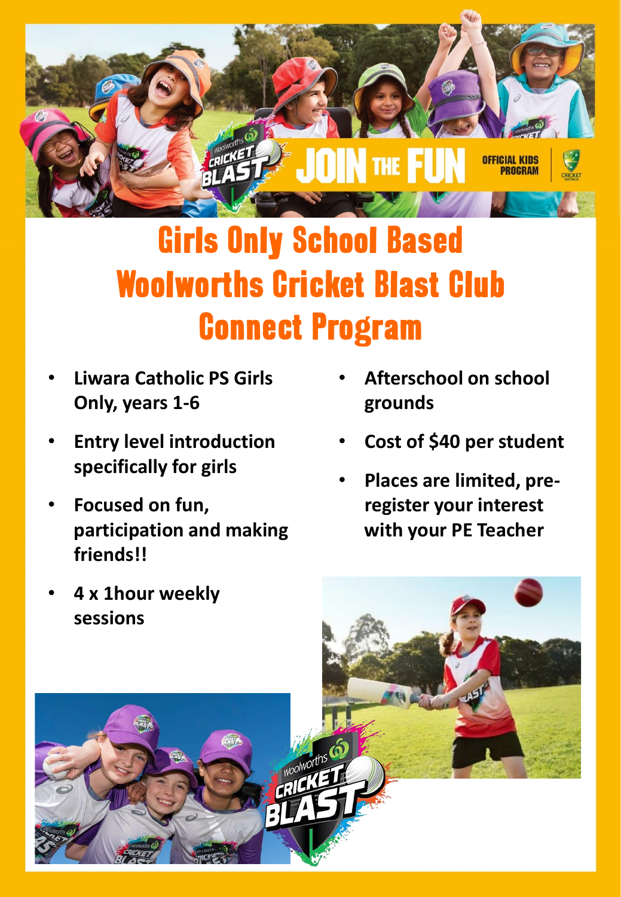# Girls Only School Based Woolworths Cricket Blast Club Connect Program

- **Liwara Catholic PS Girls Only, years 1-6**
- **Entry level introduction specifically for girls**
- **Focused on fun, participation and making friends!!**
- **4 x 1hour weekly sessions**
- **Afterschool on school grounds**
- **Cost of $40 per student**
- **Places are limited, pre-register your interest with your PE Teacher**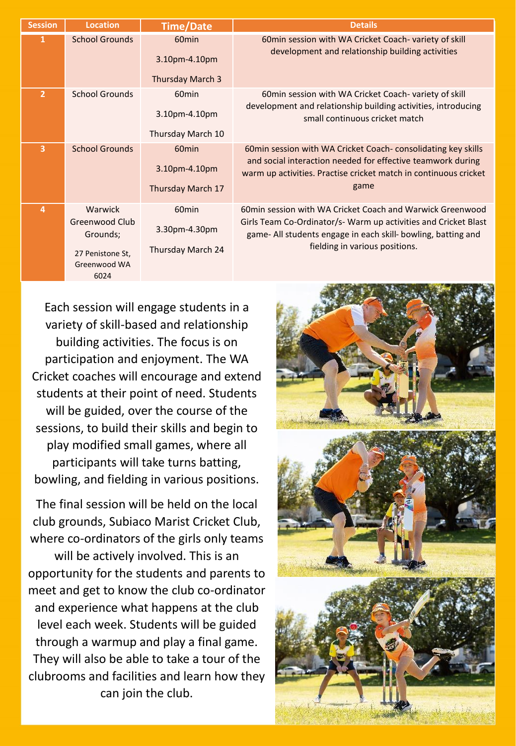| Session | Location | Time/Date | Details |
|---|---|---|---|
| 1 | School Grounds | 60min<br>3.10pm-4.10pm<br>Thursday March 3 | 60min session with WA Cricket Coach- variety of skill development and relationship building activities |
| 2 | School Grounds | 60min<br>3.10pm-4.10pm<br>Thursday March 10 | 60min session with WA Cricket Coach- variety of skill development and relationship building activities, introducing small continuous cricket match |
| 3 | School Grounds | 60min<br>3.10pm-4.10pm<br>Thursday March 17 | 60min session with WA Cricket Coach- consolidating key skills and social interaction needed for effective teamwork during warm up activities. Practise cricket match in continuous cricket game |
| 4 | Warwick Greenwood Club Grounds;<br>27 Penistone St, Greenwood WA 6024 | 60min<br>3.30pm-4.30pm<br>Thursday March 24 | 60min session with WA Cricket Coach and Warwick Greenwood Girls Team Co-Ordinator/s- Warm up activities and Cricket Blast game- All students engage in each skill- bowling, batting and fielding in various positions. |

Each session will engage students in a variety of skill-based and relationship building activities. The focus is on participation and enjoyment. The WA Cricket coaches will encourage and extend students at their point of need. Students will be guided, over the course of the sessions, to build their skills and begin to play modified small games, where all participants will take turns batting, bowling, and fielding in various positions.

The final session will be held on the local club grounds, Subiaco Marist Cricket Club, where co-ordinators of the girls only teams will be actively involved. This is an opportunity for the students and parents to meet and get to know the club co-ordinator and experience what happens at the club level each week. Students will be guided through a warmup and play a final game. They will also be able to take a tour of the clubrooms and facilities and learn how they can join the club.